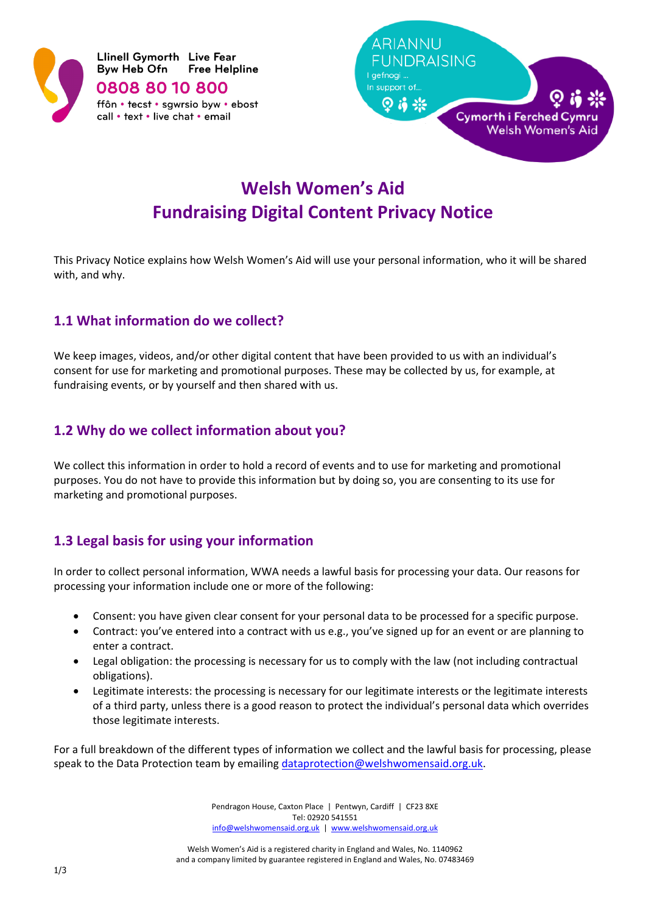Llinell Gymorth Byw Heb Ofn | Live Fear Free Helpline
**0808 80 10 800**
ffôn • tecst • sgwrsio byw • ebost
call • text • live chat • email

ARIANNU FUNDRAISING
I gefnogi ...
In support of...
Cymorth i Ferched Cymru
Welsh Women's Aid

# Welsh Women's Aid
# Fundraising Digital Content Privacy Notice

This Privacy Notice explains how Welsh Women's Aid will use your personal information, who it will be shared with, and why.

## 1.1 What information do we collect?

We keep images, videos, and/or other digital content that have been provided to us with an individual's consent for use for marketing and promotional purposes. These may be collected by us, for example, at fundraising events, or by yourself and then shared with us.

## 1.2 Why do we collect information about you?

We collect this information in order to hold a record of events and to use for marketing and promotional purposes. You do not have to provide this information but by doing so, you are consenting to its use for marketing and promotional purposes.

## 1.3 Legal basis for using your information

In order to collect personal information, WWA needs a lawful basis for processing your data. Our reasons for processing your information include one or more of the following:

- Consent: you have given clear consent for your personal data to be processed for a specific purpose.
- Contract: you've entered into a contract with us e.g., you've signed up for an event or are planning to enter a contract.
- Legal obligation: the processing is necessary for us to comply with the law (not including contractual obligations).
- Legitimate interests: the processing is necessary for our legitimate interests or the legitimate interests of a third party, unless there is a good reason to protect the individual's personal data which overrides those legitimate interests.

For a full breakdown of the different types of information we collect and the lawful basis for processing, please speak to the Data Protection team by emailing dataprotection@welshwomensaid.org.uk.

Pendragon House, Caxton Place | Pentwyn, Cardiff | CF23 8XE
Tel: 02920 541551
info@welshwomensaid.org.uk | www.welshwomensaid.org.uk

Welsh Women's Aid is a registered charity in England and Wales, No. 1140962
and a company limited by guarantee registered in England and Wales, No. 07483469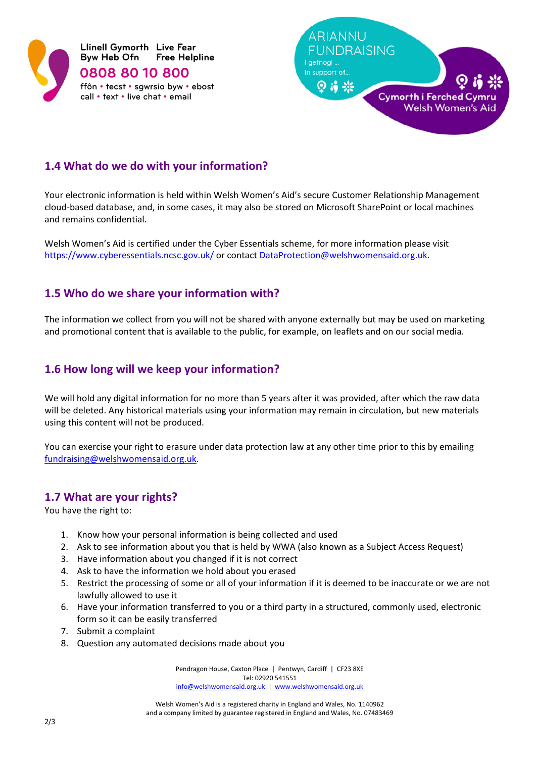## 1.4 What do we do with your information?

Your electronic information is held within Welsh Women's Aid's secure Customer Relationship Management cloud-based database, and, in some cases, it may also be stored on Microsoft SharePoint or local machines and remains confidential.

Welsh Women's Aid is certified under the Cyber Essentials scheme, for more information please visit https://www.cyberessentials.ncsc.gov.uk/ or contact DataProtection@welshwomensaid.org.uk.

## 1.5 Who do we share your information with?

The information we collect from you will not be shared with anyone externally but may be used on marketing and promotional content that is available to the public, for example, on leaflets and on our social media.

## 1.6 How long will we keep your information?

We will hold any digital information for no more than 5 years after it was provided, after which the raw data will be deleted. Any historical materials using your information may remain in circulation, but new materials using this content will not be produced.

You can exercise your right to erasure under data protection law at any other time prior to this by emailing fundraising@welshwomensaid.org.uk.

## 1.7 What are your rights?

You have the right to:

1. Know how your personal information is being collected and used
2. Ask to see information about you that is held by WWA (also known as a Subject Access Request)
3. Have information about you changed if it is not correct
4. Ask to have the information we hold about you erased
5. Restrict the processing of some or all of your information if it is deemed to be inaccurate or we are not lawfully allowed to use it
6. Have your information transferred to you or a third party in a structured, commonly used, electronic form so it can be easily transferred
7. Submit a complaint
8. Question any automated decisions made about you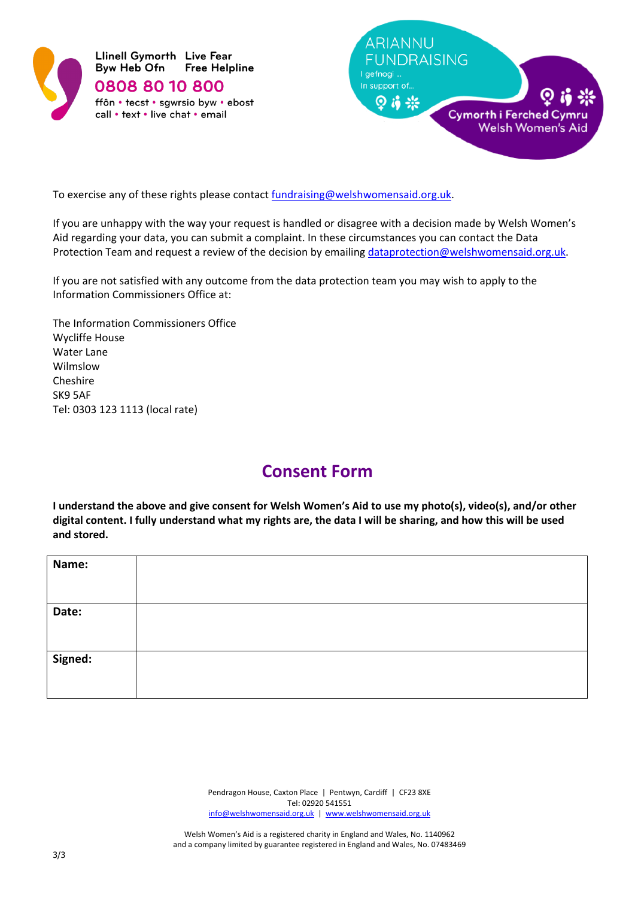Llinell Gymorth Byw Heb Ofn
Live Fear Free Helpline
0808 80 10 800
ffôn • tecst • sgwrsio byw • ebost
call • text • live chat • email

ARIANNU
FUNDRAISING
I gefnogi ...
In support of...
Cymorth i Ferched Cymru
Welsh Women's Aid

To exercise any of these rights please contact fundraising@welshwomensaid.org.uk.

If you are unhappy with the way your request is handled or disagree with a decision made by Welsh Women's Aid regarding your data, you can submit a complaint. In these circumstances you can contact the Data Protection Team and request a review of the decision by emailing dataprotection@welshwomensaid.org.uk.

If you are not satisfied with any outcome from the data protection team you may wish to apply to the Information Commissioners Office at:

The Information Commissioners Office
Wycliffe House
Water Lane
Wilmslow
Cheshire
SK9 5AF
Tel: 0303 123 1113 (local rate)

## Consent Form

**I understand the above and give consent for Welsh Women's Aid to use my photo(s), video(s), and/or other digital content. I fully understand what my rights are, the data I will be sharing, and how this will be used and stored.**

| | |
|---|---|
| **Name:** | |
| **Date:** | |
| **Signed:** | |

Pendragon House, Caxton Place | Pentwyn, Cardiff | CF23 8XE
Tel: 02920 541551
info@welshwomensaid.org.uk | www.welshwomensaid.org.uk

Welsh Women's Aid is a registered charity in England and Wales, No. 1140962
and a company limited by guarantee registered in England and Wales, No. 07483469